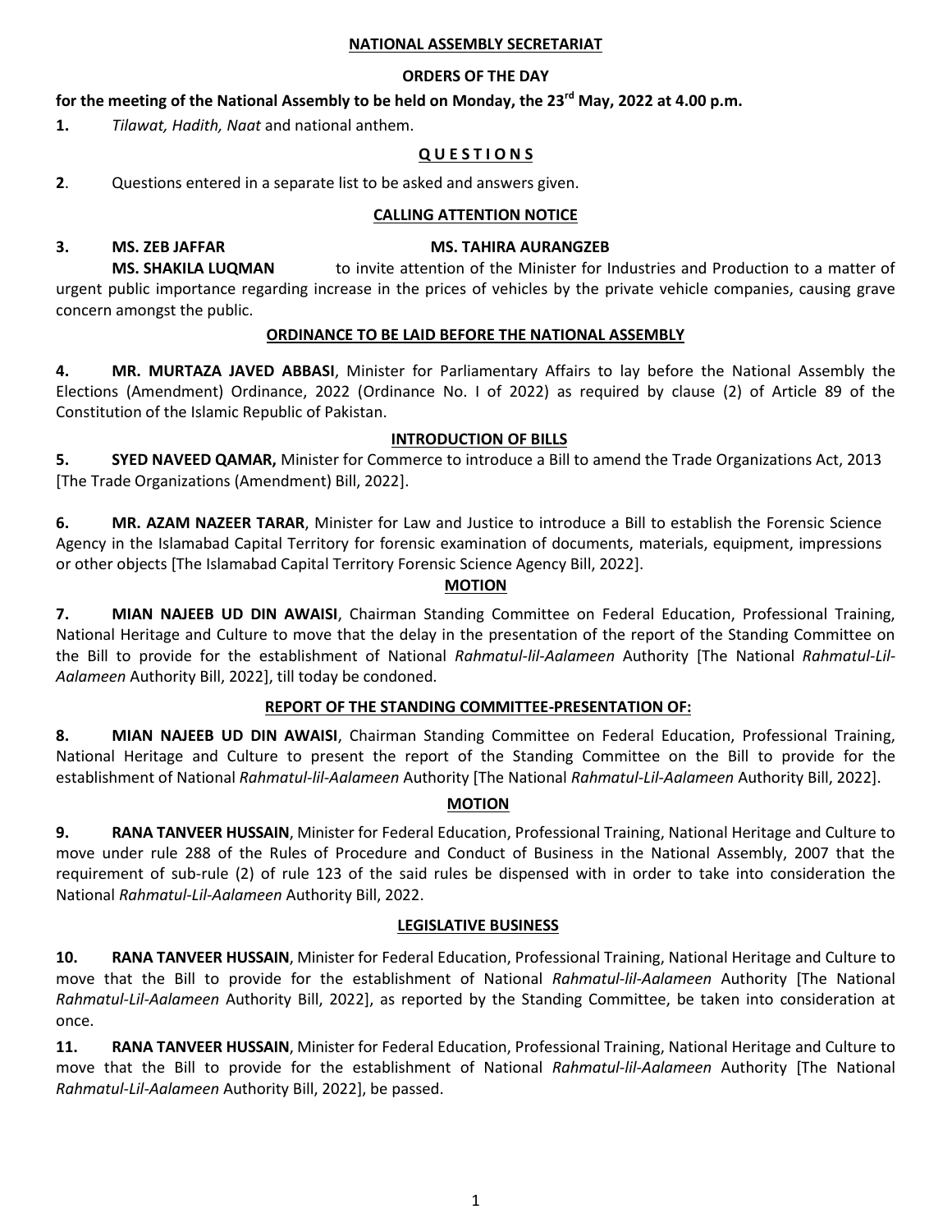**NATIONAL ASSEMBLY SECRETARIAT**

**ORDERS OF THE DAY**

**for the meeting of the National Assembly to be held on Monday, the 23rd May, 2022 at 4.00 p.m.**

**1.** *Tilawat, Hadith, Naat* and national anthem.

**QUESTIONS**

**2**. Questions entered in a separate list to be asked and answers given.

**CALLING ATTENTION NOTICE**

**3. MS. ZEB JAFFAR MS. TAHIRA AURANGZEB MS. SHAKILA LUQMAN** to invite attention of the Minister for Industries and Production to a matter of urgent public importance regarding increase in the prices of vehicles by the private vehicle companies, causing grave concern amongst the public.

**ORDINANCE TO BE LAID BEFORE THE NATIONAL ASSEMBLY**

**4. MR. MURTAZA JAVED ABBASI**, Minister for Parliamentary Affairs to lay before the National Assembly the Elections (Amendment) Ordinance, 2022 (Ordinance No. I of 2022) as required by clause (2) of Article 89 of the Constitution of the Islamic Republic of Pakistan.

**INTRODUCTION OF BILLS**

**5. SYED NAVEED QAMAR,** Minister for Commerce to introduce a Bill to amend the Trade Organizations Act, 2013 [The Trade Organizations (Amendment) Bill, 2022].

**6. MR. AZAM NAZEER TARAR**, Minister for Law and Justice to introduce a Bill to establish the Forensic Science Agency in the Islamabad Capital Territory for forensic examination of documents, materials, equipment, impressions or other objects [The Islamabad Capital Territory Forensic Science Agency Bill, 2022].

**MOTION**

**7. MIAN NAJEEB UD DIN AWAISI**, Chairman Standing Committee on Federal Education, Professional Training, National Heritage and Culture to move that the delay in the presentation of the report of the Standing Committee on the Bill to provide for the establishment of National *Rahmatul-lil-Aalameen* Authority [The National *Rahmatul-Lil-Aalameen* Authority Bill, 2022], till today be condoned.

**REPORT OF THE STANDING COMMITTEE-PRESENTATION OF:**

**8. MIAN NAJEEB UD DIN AWAISI**, Chairman Standing Committee on Federal Education, Professional Training, National Heritage and Culture to present the report of the Standing Committee on the Bill to provide for the establishment of National *Rahmatul-lil-Aalameen* Authority [The National *Rahmatul-Lil-Aalameen* Authority Bill, 2022].

**MOTION**

**9. RANA TANVEER HUSSAIN**, Minister for Federal Education, Professional Training, National Heritage and Culture to move under rule 288 of the Rules of Procedure and Conduct of Business in the National Assembly, 2007 that the requirement of sub-rule (2) of rule 123 of the said rules be dispensed with in order to take into consideration the National *Rahmatul-Lil-Aalameen* Authority Bill, 2022.

**LEGISLATIVE BUSINESS**

**10. RANA TANVEER HUSSAIN**, Minister for Federal Education, Professional Training, National Heritage and Culture to move that the Bill to provide for the establishment of National *Rahmatul-lil-Aalameen* Authority [The National *Rahmatul-Lil-Aalameen* Authority Bill, 2022], as reported by the Standing Committee, be taken into consideration at once.

**11. RANA TANVEER HUSSAIN**, Minister for Federal Education, Professional Training, National Heritage and Culture to move that the Bill to provide for the establishment of National *Rahmatul-lil-Aalameen* Authority [The National *Rahmatul-Lil-Aalameen* Authority Bill, 2022], be passed.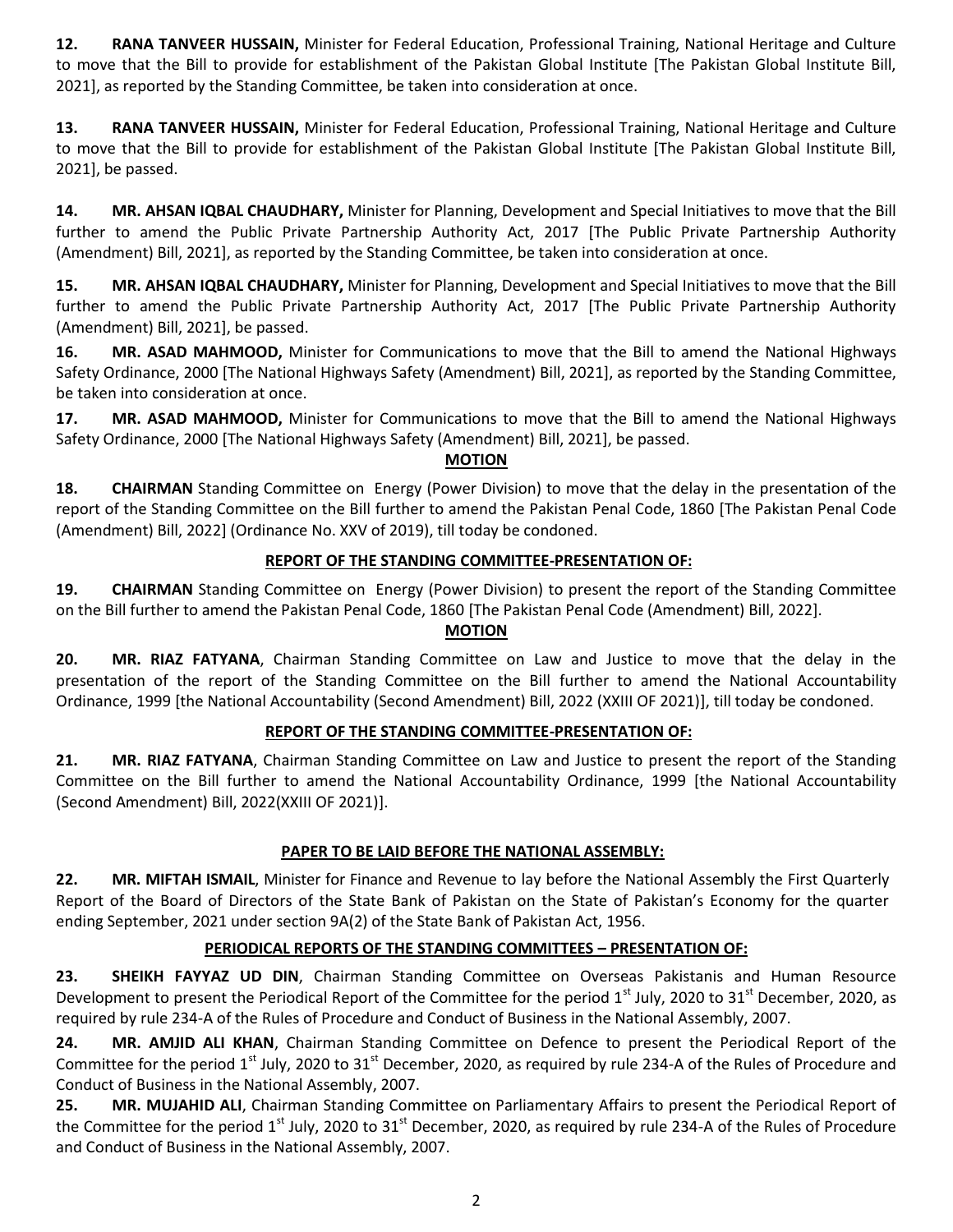**12.** **RANA TANVEER HUSSAIN,** Minister for Federal Education, Professional Training, National Heritage and Culture to move that the Bill to provide for establishment of the Pakistan Global Institute [The Pakistan Global Institute Bill, 2021], as reported by the Standing Committee, be taken into consideration at once.

**13.** **RANA TANVEER HUSSAIN,** Minister for Federal Education, Professional Training, National Heritage and Culture to move that the Bill to provide for establishment of the Pakistan Global Institute [The Pakistan Global Institute Bill, 2021], be passed.

**14.** **MR. AHSAN IQBAL CHAUDHARY,** Minister for Planning, Development and Special Initiatives to move that the Bill further to amend the Public Private Partnership Authority Act, 2017 [The Public Private Partnership Authority (Amendment) Bill, 2021], as reported by the Standing Committee, be taken into consideration at once.

**15.** **MR. AHSAN IQBAL CHAUDHARY,** Minister for Planning, Development and Special Initiatives to move that the Bill further to amend the Public Private Partnership Authority Act, 2017 [The Public Private Partnership Authority (Amendment) Bill, 2021], be passed.

**16.** **MR. ASAD MAHMOOD,** Minister for Communications to move that the Bill to amend the National Highways Safety Ordinance, 2000 [The National Highways Safety (Amendment) Bill, 2021], as reported by the Standing Committee, be taken into consideration at once.

**17.** **MR. ASAD MAHMOOD,** Minister for Communications to move that the Bill to amend the National Highways Safety Ordinance, 2000 [The National Highways Safety (Amendment) Bill, 2021], be passed.

**MOTION**

**18.** **CHAIRMAN** Standing Committee on Energy (Power Division) to move that the delay in the presentation of the report of the Standing Committee on the Bill further to amend the Pakistan Penal Code, 1860 [The Pakistan Penal Code (Amendment) Bill, 2022] (Ordinance No. XXV of 2019), till today be condoned.

**REPORT OF THE STANDING COMMITTEE-PRESENTATION OF:**

**19.** **CHAIRMAN** Standing Committee on Energy (Power Division) to present the report of the Standing Committee on the Bill further to amend the Pakistan Penal Code, 1860 [The Pakistan Penal Code (Amendment) Bill, 2022].

**MOTION**

**20.** **MR. RIAZ FATYANA**, Chairman Standing Committee on Law and Justice to move that the delay in the presentation of the report of the Standing Committee on the Bill further to amend the National Accountability Ordinance, 1999 [the National Accountability (Second Amendment) Bill, 2022 (XXIII OF 2021)], till today be condoned.

**REPORT OF THE STANDING COMMITTEE-PRESENTATION OF:**

**21.** **MR. RIAZ FATYANA**, Chairman Standing Committee on Law and Justice to present the report of the Standing Committee on the Bill further to amend the National Accountability Ordinance, 1999 [the National Accountability (Second Amendment) Bill, 2022(XXIII OF 2021)].

**PAPER TO BE LAID BEFORE THE NATIONAL ASSEMBLY:**

**22.** **MR. MIFTAH ISMAIL**, Minister for Finance and Revenue to lay before the National Assembly the First Quarterly Report of the Board of Directors of the State Bank of Pakistan on the State of Pakistan's Economy for the quarter ending September, 2021 under section 9A(2) of the State Bank of Pakistan Act, 1956.

**PERIODICAL REPORTS OF THE STANDING COMMITTEES – PRESENTATION OF:**

**23.** **SHEIKH FAYYAZ UD DIN**, Chairman Standing Committee on Overseas Pakistanis and Human Resource Development to present the Periodical Report of the Committee for the period 1st July, 2020 to 31st December, 2020, as required by rule 234-A of the Rules of Procedure and Conduct of Business in the National Assembly, 2007.

**24.** **MR. AMJID ALI KHAN**, Chairman Standing Committee on Defence to present the Periodical Report of the Committee for the period 1st July, 2020 to 31st December, 2020, as required by rule 234-A of the Rules of Procedure and Conduct of Business in the National Assembly, 2007.

**25.** **MR. MUJAHID ALI**, Chairman Standing Committee on Parliamentary Affairs to present the Periodical Report of the Committee for the period 1st July, 2020 to 31st December, 2020, as required by rule 234-A of the Rules of Procedure and Conduct of Business in the National Assembly, 2007.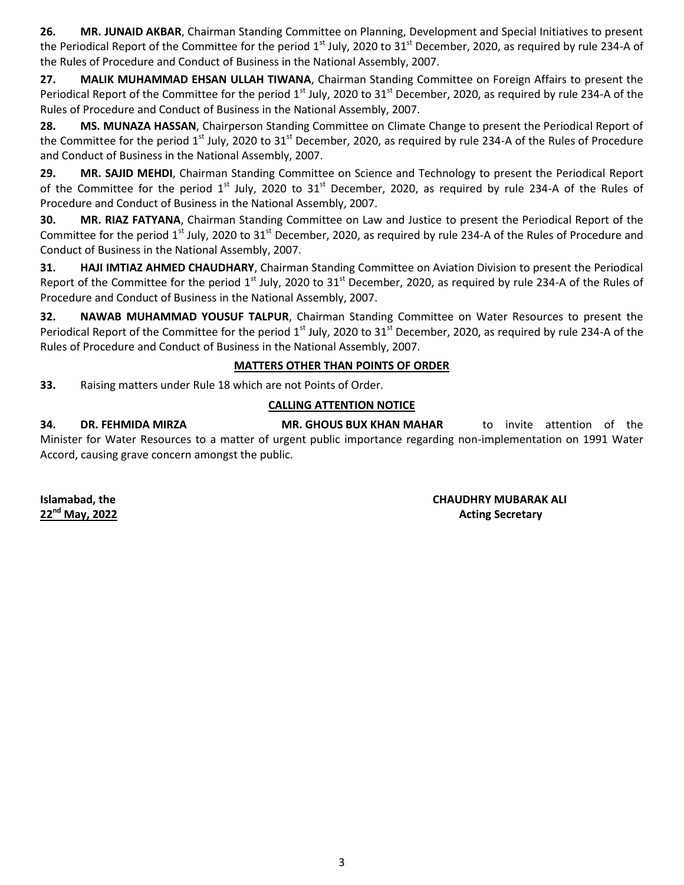**26.** **MR. JUNAID AKBAR**, Chairman Standing Committee on Planning, Development and Special Initiatives to present the Periodical Report of the Committee for the period 1st July, 2020 to 31st December, 2020, as required by rule 234-A of the Rules of Procedure and Conduct of Business in the National Assembly, 2007.

**27.** **MALIK MUHAMMAD EHSAN ULLAH TIWANA**, Chairman Standing Committee on Foreign Affairs to present the Periodical Report of the Committee for the period 1st July, 2020 to 31st December, 2020, as required by rule 234-A of the Rules of Procedure and Conduct of Business in the National Assembly, 2007.

**28.** **MS. MUNAZA HASSAN**, Chairperson Standing Committee on Climate Change to present the Periodical Report of the Committee for the period 1st July, 2020 to 31st December, 2020, as required by rule 234-A of the Rules of Procedure and Conduct of Business in the National Assembly, 2007.

**29.** **MR. SAJID MEHDI**, Chairman Standing Committee on Science and Technology to present the Periodical Report of the Committee for the period 1st July, 2020 to 31st December, 2020, as required by rule 234-A of the Rules of Procedure and Conduct of Business in the National Assembly, 2007.

**30.** **MR. RIAZ FATYANA**, Chairman Standing Committee on Law and Justice to present the Periodical Report of the Committee for the period 1st July, 2020 to 31st December, 2020, as required by rule 234-A of the Rules of Procedure and Conduct of Business in the National Assembly, 2007.

**31.** **HAJI IMTIAZ AHMED CHAUDHARY**, Chairman Standing Committee on Aviation Division to present the Periodical Report of the Committee for the period 1st July, 2020 to 31st December, 2020, as required by rule 234-A of the Rules of Procedure and Conduct of Business in the National Assembly, 2007.

**32.** **NAWAB MUHAMMAD YOUSUF TALPUR**, Chairman Standing Committee on Water Resources to present the Periodical Report of the Committee for the period 1st July, 2020 to 31st December, 2020, as required by rule 234-A of the Rules of Procedure and Conduct of Business in the National Assembly, 2007.

**MATTERS OTHER THAN POINTS OF ORDER**

**33.** Raising matters under Rule 18 which are not Points of Order.

**CALLING ATTENTION NOTICE**

**34.** **DR. FEHMIDA MIRZA** **MR. GHOUS BUX KHAN MAHAR** to invite attention of the Minister for Water Resources to a matter of urgent public importance regarding non-implementation on 1991 Water Accord, causing grave concern amongst the public.

**Islamabad, the**
**22nd May, 2022**

**CHAUDHRY MUBARAK ALI**
**Acting Secretary**